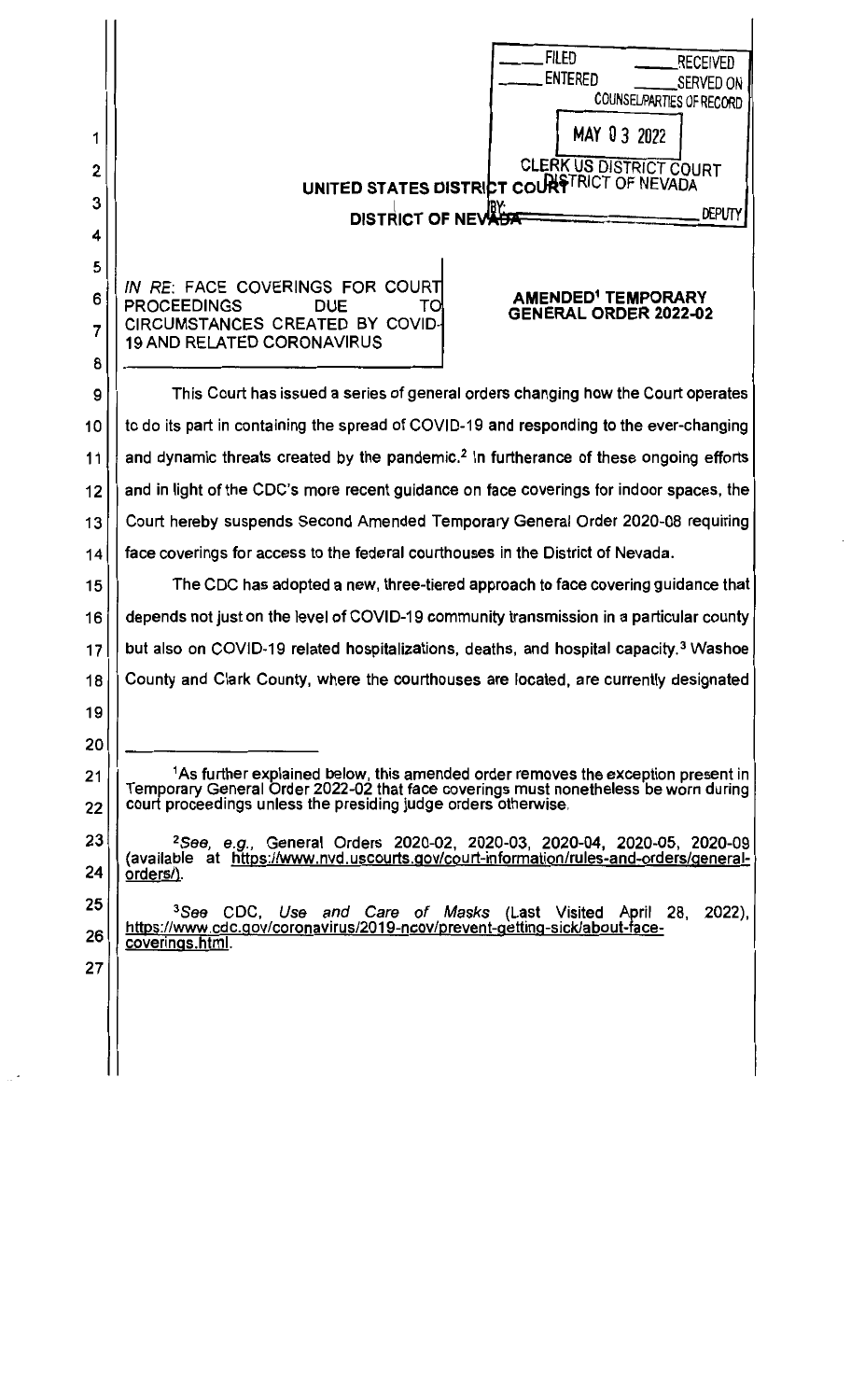FILED RECEIVED
ENTERED SERVED ON
COUNSEL/PARTIES OF RECORD

MAY 03 2022

CLERK US DISTRICT COURT
DISTRICT OF NEVADA

BY: DEPUTY

**UNITED STATES DISTRICT COURT**

**DISTRICT OF NEVADA**

IN RE: FACE COVERINGS FOR COURT PROCEEDINGS DUE TO CIRCUMSTANCES CREATED BY COVID-19 AND RELATED CORONAVIRUS

**AMENDED[1] TEMPORARY GENERAL ORDER 2022-02**

This Court has issued a series of general orders changing how the Court operates to do its part in containing the spread of COVID-19 and responding to the ever-changing and dynamic threats created by the pandemic.[2] In furtherance of these ongoing efforts and in light of the CDC's more recent guidance on face coverings for indoor spaces, the Court hereby suspends Second Amended Temporary General Order 2020-08 requiring face coverings for access to the federal courthouses in the District of Nevada.

The CDC has adopted a new, three-tiered approach to face covering guidance that depends not just on the level of COVID-19 community transmission in a particular county but also on COVID-19 related hospitalizations, deaths, and hospital capacity.[3] Washoe County and Clark County, where the courthouses are located, are currently designated

---

[1] As further explained below, this amended order removes the exception present in Temporary General Order 2022-02 that face coverings must nonetheless be worn during court proceedings unless the presiding judge orders otherwise.

[2] *See, e.g.*, General Orders 2020-02, 2020-03, 2020-04, 2020-05, 2020-09 (available at https://www.nvd.uscourts.gov/court-information/rules-and-orders/general-orders/).

[3] *See* CDC, *Use and Care of Masks* (Last Visited April 28, 2022), https://www.cdc.gov/coronavirus/2019-ncov/prevent-getting-sick/about-face-coverings.html.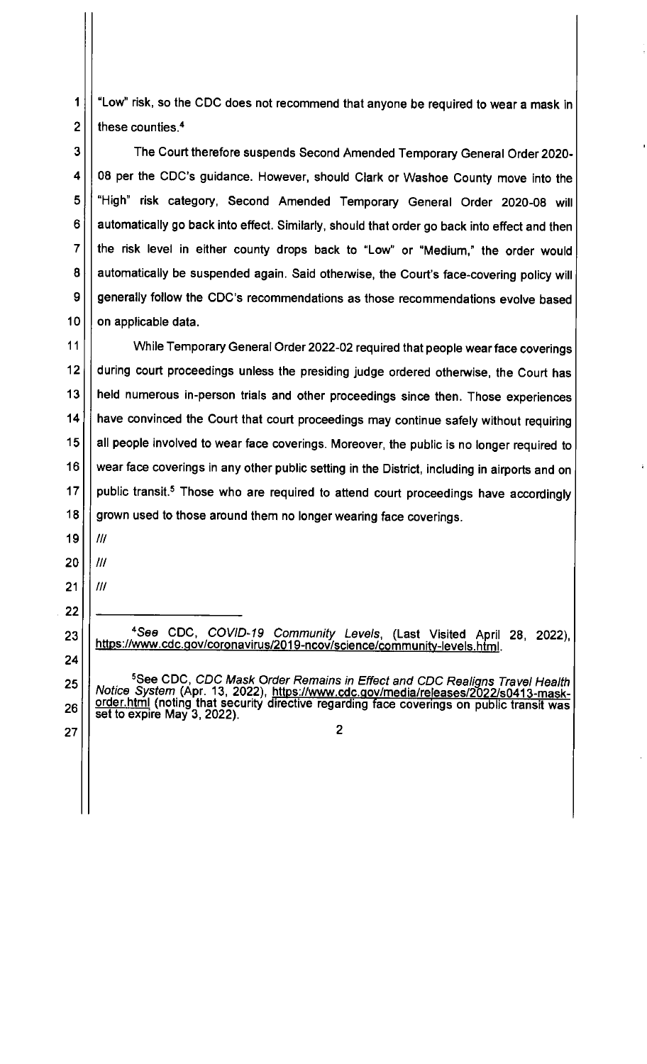"Low" risk, so the CDC does not recommend that anyone be required to wear a mask in these counties.[4]

The Court therefore suspends Second Amended Temporary General Order 2020-08 per the CDC's guidance. However, should Clark or Washoe County move into the "High" risk category, Second Amended Temporary General Order 2020-08 will automatically go back into effect. Similarly, should that order go back into effect and then the risk level in either county drops back to "Low" or "Medium," the order would automatically be suspended again. Said otherwise, the Court's face-covering policy will generally follow the CDC's recommendations as those recommendations evolve based on applicable data.

While Temporary General Order 2022-02 required that people wear face coverings during court proceedings unless the presiding judge ordered otherwise, the Court has held numerous in-person trials and other proceedings since then. Those experiences have convinced the Court that court proceedings may continue safely without requiring all people involved to wear face coverings. Moreover, the public is no longer required to wear face coverings in any other public setting in the District, including in airports and on public transit.[5] Those who are required to attend court proceedings have accordingly grown used to those around them no longer wearing face coverings.

///

///

///

---

[4] *See* CDC, *COVID-19 Community Levels*, (Last Visited April 28, 2022), https://www.cdc.gov/coronavirus/2019-ncov/science/community-levels.html.

[5] See CDC, *CDC Mask Order Remains in Effect and CDC Realigns Travel Health Notice System* (Apr. 13, 2022), https://www.cdc.gov/media/releases/2022/s0413-mask-order.html (noting that security directive regarding face coverings on public transit was set to expire May 3, 2022).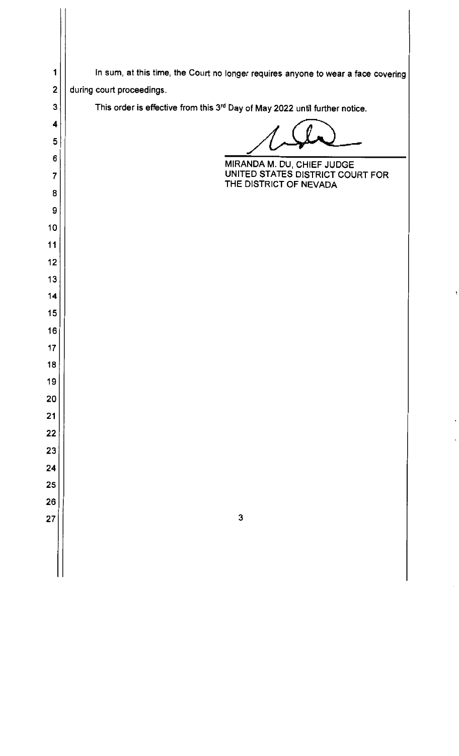In sum, at this time, the Court no longer requires anyone to wear a face covering during court proceedings.

This order is effective from this 3rd Day of May 2022 until further notice.

MIRANDA M. DU, CHIEF JUDGE
UNITED STATES DISTRICT COURT FOR
THE DISTRICT OF NEVADA